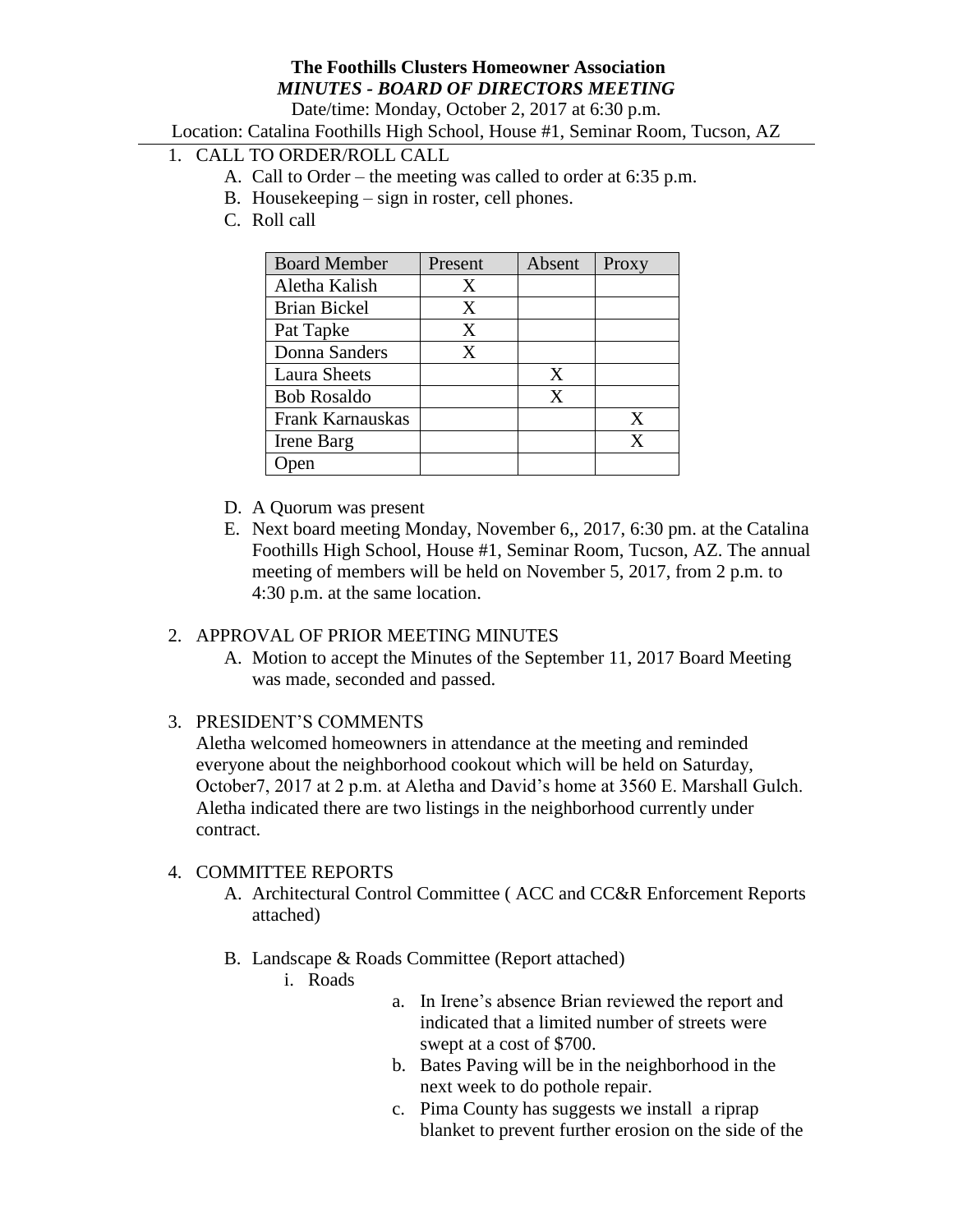**The Foothills Clusters Homeowner Association**

***MINUTES - BOARD OF DIRECTORS MEETING***

Date/time: Monday, October 2, 2017 at 6:30 p.m.

Location: Catalina Foothills High School, House #1, Seminar Room, Tucson, AZ

1. CALL TO ORDER/ROLL CALL
   A. Call to Order – the meeting was called to order at 6:35 p.m.
   B. Housekeeping – sign in roster, cell phones.
   C. Roll call

| Board Member | Present | Absent | Proxy |
|---|---|---|---|
| Aletha Kalish | X | | |
| Brian Bickel | X | | |
| Pat Tapke | X | | |
| Donna Sanders | X | | |
| Laura Sheets | | X | |
| Bob Rosaldo | | X | |
| Frank Karnauskas | | | X |
| Irene Barg | | | X |
| Open | | | |

   D. A Quorum was present
   E. Next board meeting Monday, November 6,, 2017, 6:30 pm. at the Catalina Foothills High School, House #1, Seminar Room, Tucson, AZ. The annual meeting of members will be held on November 5, 2017, from 2 p.m. to 4:30 p.m. at the same location.

2. APPROVAL OF PRIOR MEETING MINUTES
   A. Motion to accept the Minutes of the September 11, 2017 Board Meeting was made, seconded and passed.

3. PRESIDENT'S COMMENTS

   Aletha welcomed homeowners in attendance at the meeting and reminded everyone about the neighborhood cookout which will be held on Saturday, October7, 2017 at 2 p.m. at Aletha and David's home at 3560 E. Marshall Gulch. Aletha indicated there are two listings in the neighborhood currently under contract.

4. COMMITTEE REPORTS
   A. Architectural Control Committee ( ACC and CC&R Enforcement Reports attached)
   B. Landscape & Roads Committee (Report attached)
      i. Roads
         a. In Irene's absence Brian reviewed the report and indicated that a limited number of streets were swept at a cost of $700.
         b. Bates Paving will be in the neighborhood in the next week to do pothole repair.
         c. Pima County has suggests we install a riprap blanket to prevent further erosion on the side of the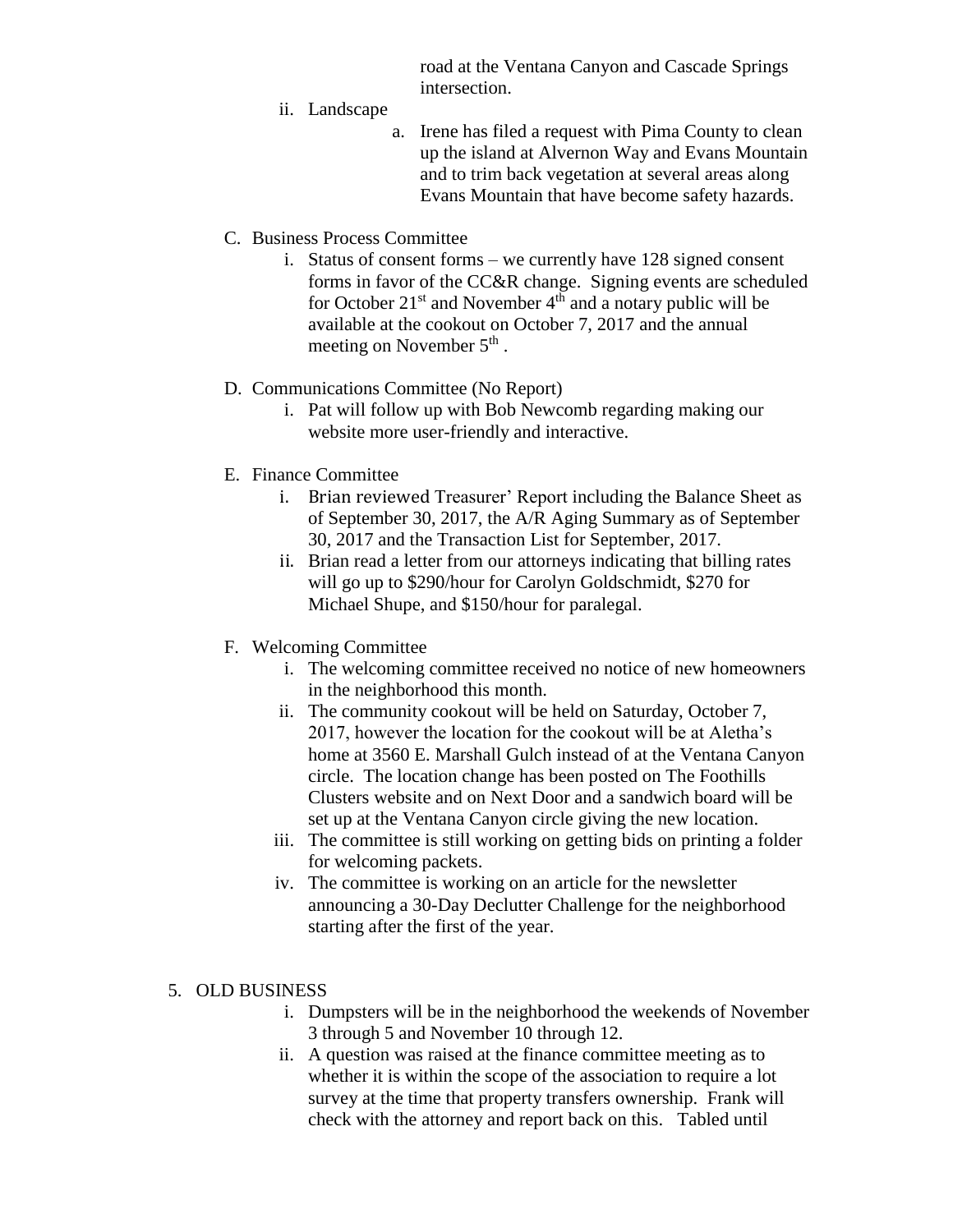road at the Ventana Canyon and Cascade Springs intersection.

ii. Landscape

a. Irene has filed a request with Pima County to clean up the island at Alvernon Way and Evans Mountain and to trim back vegetation at several areas along Evans Mountain that have become safety hazards.

C. Business Process Committee

i. Status of consent forms – we currently have 128 signed consent forms in favor of the CC&R change. Signing events are scheduled for October 21st and November 4th and a notary public will be available at the cookout on October 7, 2017 and the annual meeting on November 5th .

D. Communications Committee (No Report)

i. Pat will follow up with Bob Newcomb regarding making our website more user-friendly and interactive.

E. Finance Committee

i. Brian reviewed Treasurer' Report including the Balance Sheet as of September 30, 2017, the A/R Aging Summary as of September 30, 2017 and the Transaction List for September, 2017.

ii. Brian read a letter from our attorneys indicating that billing rates will go up to $290/hour for Carolyn Goldschmidt, $270 for Michael Shupe, and $150/hour for paralegal.

F. Welcoming Committee

i. The welcoming committee received no notice of new homeowners in the neighborhood this month.

ii. The community cookout will be held on Saturday, October 7, 2017, however the location for the cookout will be at Aletha's home at 3560 E. Marshall Gulch instead of at the Ventana Canyon circle. The location change has been posted on The Foothills Clusters website and on Next Door and a sandwich board will be set up at the Ventana Canyon circle giving the new location.

iii. The committee is still working on getting bids on printing a folder for welcoming packets.

iv. The committee is working on an article for the newsletter announcing a 30-Day Declutter Challenge for the neighborhood starting after the first of the year.

5. OLD BUSINESS

i. Dumpsters will be in the neighborhood the weekends of November 3 through 5 and November 10 through 12.

ii. A question was raised at the finance committee meeting as to whether it is within the scope of the association to require a lot survey at the time that property transfers ownership. Frank will check with the attorney and report back on this. Tabled until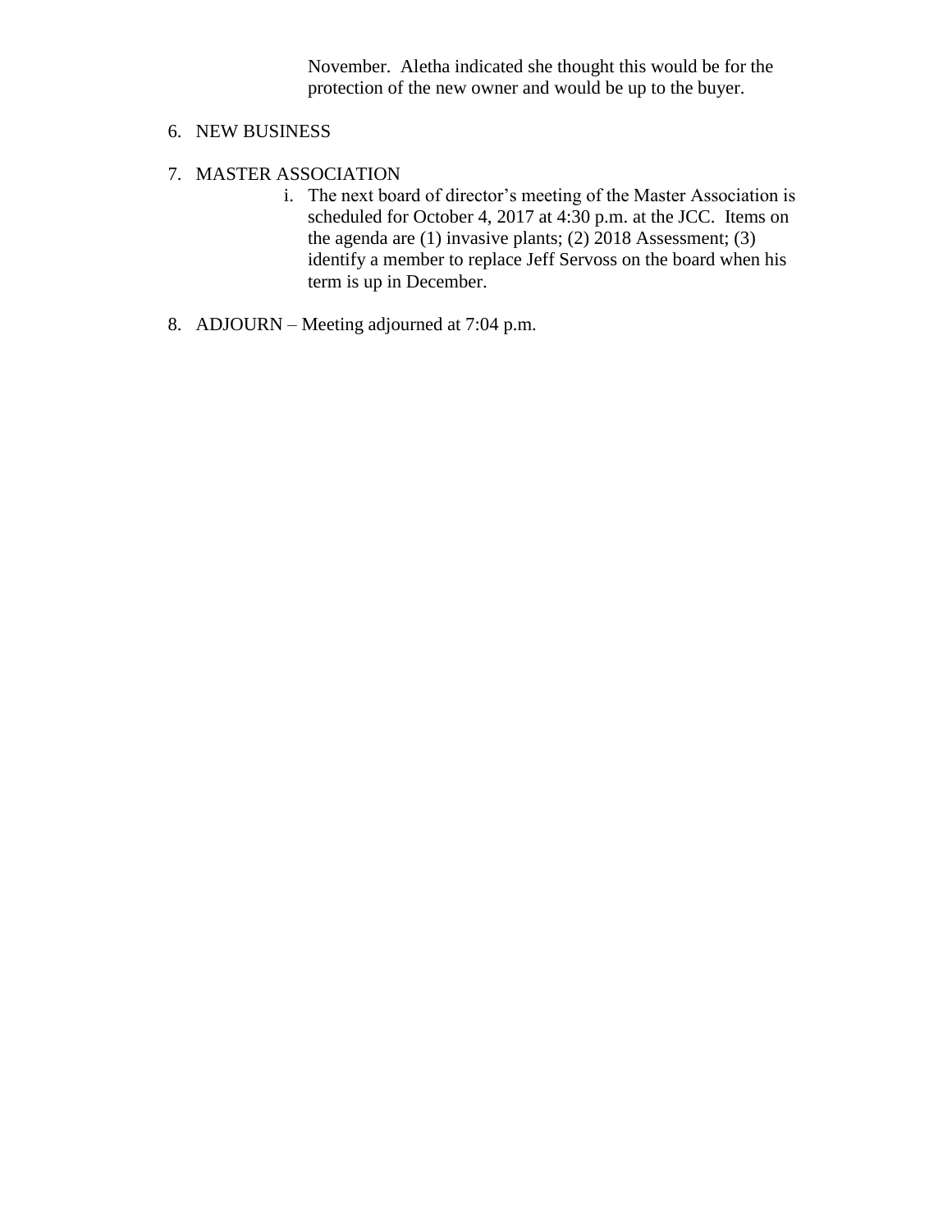November. Aletha indicated she thought this would be for the protection of the new owner and would be up to the buyer.

6. NEW BUSINESS

7. MASTER ASSOCIATION

   i. The next board of director's meeting of the Master Association is scheduled for October 4, 2017 at 4:30 p.m. at the JCC. Items on the agenda are (1) invasive plants; (2) 2018 Assessment; (3) identify a member to replace Jeff Servoss on the board when his term is up in December.

8. ADJOURN – Meeting adjourned at 7:04 p.m.